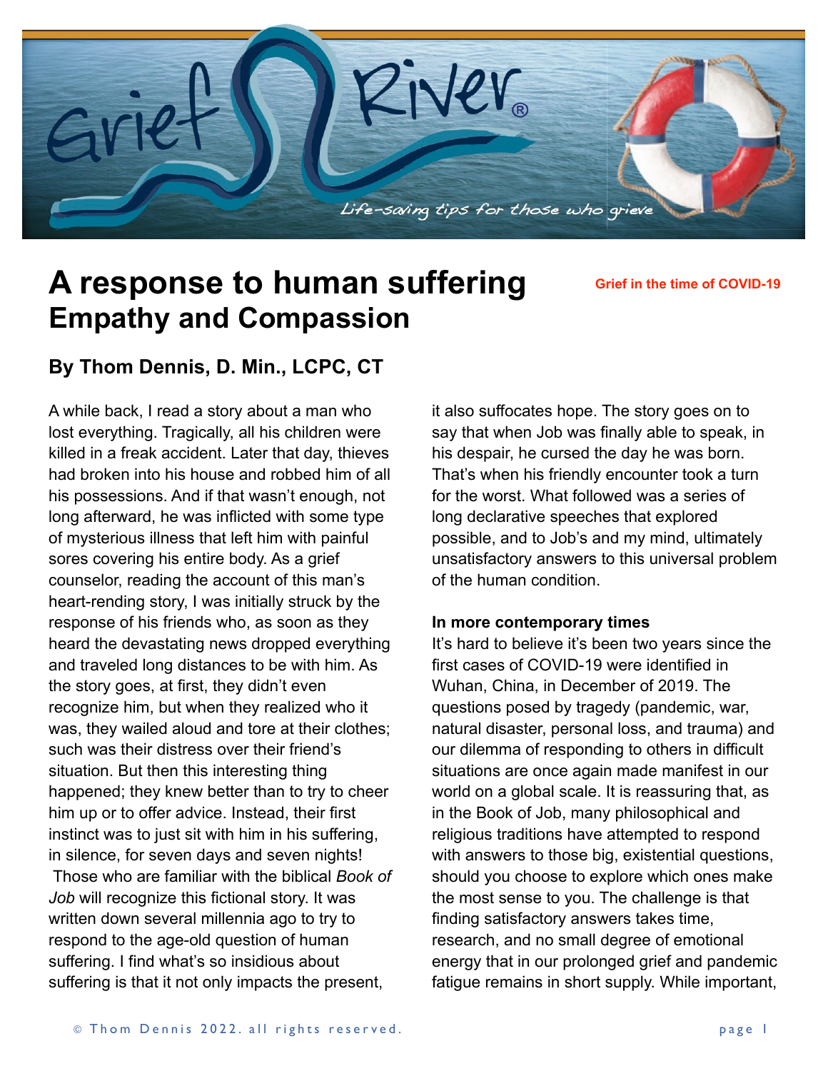Grief River®

*Life-saving tips for those who grieve*

# A response to human suffering
## Empathy and Compassion

**Grief in the time of COVID-19**

### By Thom Dennis, D. Min., LCPC, CT

A while back, I read a story about a man who lost everything. Tragically, all his children were killed in a freak accident. Later that day, thieves had broken into his house and robbed him of all his possessions. And if that wasn't enough, not long afterward, he was inflicted with some type of mysterious illness that left him with painful sores covering his entire body. As a grief counselor, reading the account of this man's heart-rending story, I was initially struck by the response of his friends who, as soon as they heard the devastating news dropped everything and traveled long distances to be with him. As the story goes, at first, they didn't even recognize him, but when they realized who it was, they wailed aloud and tore at their clothes; such was their distress over their friend's situation. But then this interesting thing happened; they knew better than to try to cheer him up or to offer advice. Instead, their first instinct was to just sit with him in his suffering, in silence, for seven days and seven nights!

Those who are familiar with the biblical *Book of Job* will recognize this fictional story. It was written down several millennia ago to try to respond to the age-old question of human suffering. I find what's so insidious about suffering is that it not only impacts the present, it also suffocates hope. The story goes on to say that when Job was finally able to speak, in his despair, he cursed the day he was born. That's when his friendly encounter took a turn for the worst. What followed was a series of long declarative speeches that explored possible, and to Job's and my mind, ultimately unsatisfactory answers to this universal problem of the human condition.

**In more contemporary times**

It's hard to believe it's been two years since the first cases of COVID-19 were identified in Wuhan, China, in December of 2019. The questions posed by tragedy (pandemic, war, natural disaster, personal loss, and trauma) and our dilemma of responding to others in difficult situations are once again made manifest in our world on a global scale. It is reassuring that, as in the Book of Job, many philosophical and religious traditions have attempted to respond with answers to those big, existential questions, should you choose to explore which ones make the most sense to you. The challenge is that finding satisfactory answers takes time, research, and no small degree of emotional energy that in our prolonged grief and pandemic fatigue remains in short supply. While important,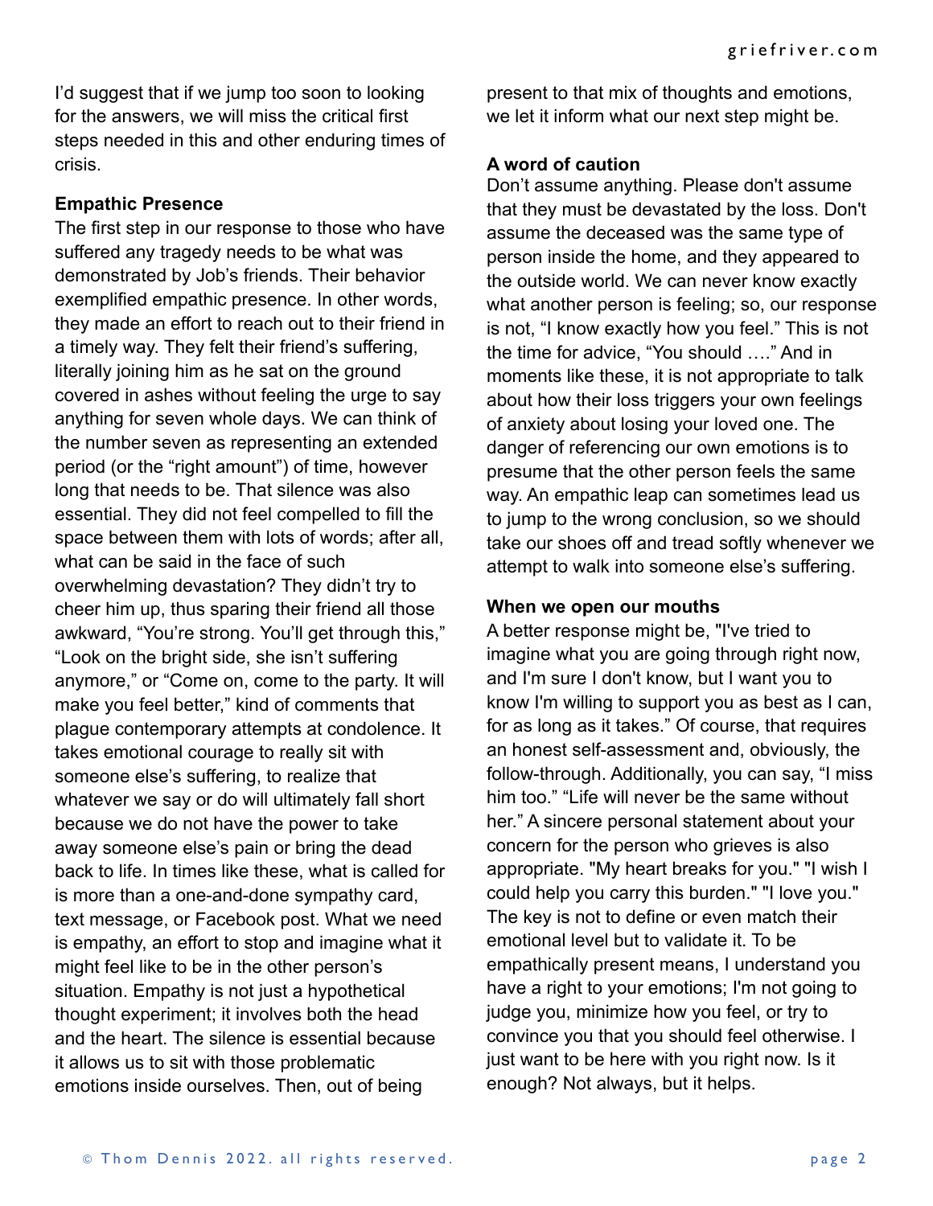I'd suggest that if we jump too soon to looking for the answers, we will miss the critical first steps needed in this and other enduring times of crisis.

### Empathic Presence

The first step in our response to those who have suffered any tragedy needs to be what was demonstrated by Job's friends. Their behavior exemplified empathic presence. In other words, they made an effort to reach out to their friend in a timely way. They felt their friend's suffering, literally joining him as he sat on the ground covered in ashes without feeling the urge to say anything for seven whole days. We can think of the number seven as representing an extended period (or the "right amount") of time, however long that needs to be. That silence was also essential. They did not feel compelled to fill the space between them with lots of words; after all, what can be said in the face of such overwhelming devastation? They didn't try to cheer him up, thus sparing their friend all those awkward, "You're strong. You'll get through this," "Look on the bright side, she isn't suffering anymore," or "Come on, come to the party. It will make you feel better," kind of comments that plague contemporary attempts at condolence. It takes emotional courage to really sit with someone else's suffering, to realize that whatever we say or do will ultimately fall short because we do not have the power to take away someone else's pain or bring the dead back to life. In times like these, what is called for is more than a one-and-done sympathy card, text message, or Facebook post. What we need is empathy, an effort to stop and imagine what it might feel like to be in the other person's situation. Empathy is not just a hypothetical thought experiment; it involves both the head and the heart. The silence is essential because it allows us to sit with those problematic emotions inside ourselves. Then, out of being present to that mix of thoughts and emotions, we let it inform what our next step might be.

### A word of caution

Don't assume anything. Please don't assume that they must be devastated by the loss. Don't assume the deceased was the same type of person inside the home, and they appeared to the outside world. We can never know exactly what another person is feeling; so, our response is not, "I know exactly how you feel." This is not the time for advice, "You should …." And in moments like these, it is not appropriate to talk about how their loss triggers your own feelings of anxiety about losing your loved one. The danger of referencing our own emotions is to presume that the other person feels the same way. An empathic leap can sometimes lead us to jump to the wrong conclusion, so we should take our shoes off and tread softly whenever we attempt to walk into someone else's suffering.

### When we open our mouths

A better response might be, "I've tried to imagine what you are going through right now, and I'm sure I don't know, but I want you to know I'm willing to support you as best as I can, for as long as it takes." Of course, that requires an honest self-assessment and, obviously, the follow-through. Additionally, you can say, "I miss him too." "Life will never be the same without her." A sincere personal statement about your concern for the person who grieves is also appropriate. "My heart breaks for you." "I wish I could help you carry this burden." "I love you." The key is not to define or even match their emotional level but to validate it. To be empathically present means, I understand you have a right to your emotions; I'm not going to judge you, minimize how you feel, or try to convince you that you should feel otherwise. I just want to be here with you right now. Is it enough? Not always, but it helps.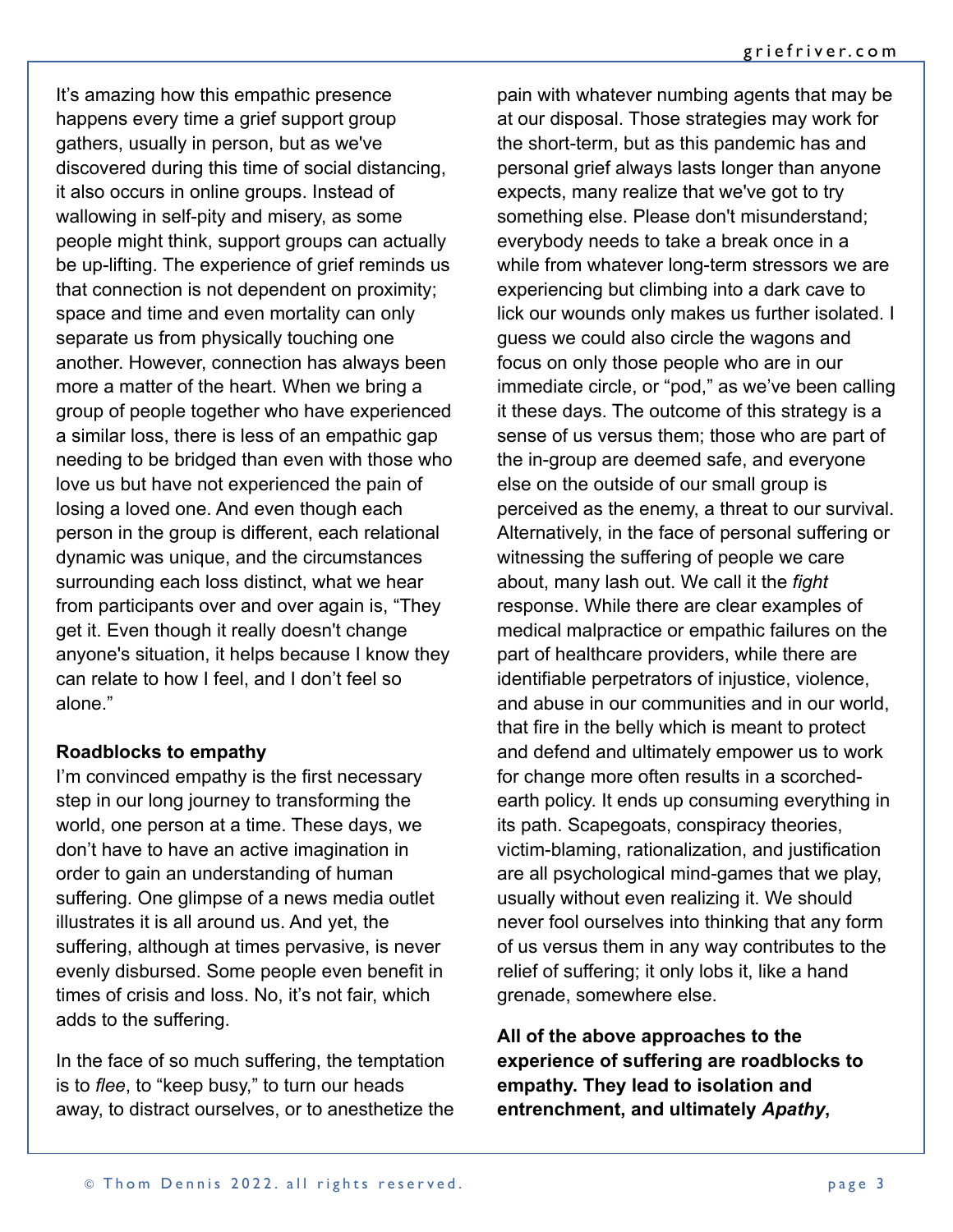It's amazing how this empathic presence happens every time a grief support group gathers, usually in person, but as we've discovered during this time of social distancing, it also occurs in online groups. Instead of wallowing in self-pity and misery, as some people might think, support groups can actually be up-lifting. The experience of grief reminds us that connection is not dependent on proximity; space and time and even mortality can only separate us from physically touching one another. However, connection has always been more a matter of the heart. When we bring a group of people together who have experienced a similar loss, there is less of an empathic gap needing to be bridged than even with those who love us but have not experienced the pain of losing a loved one. And even though each person in the group is different, each relational dynamic was unique, and the circumstances surrounding each loss distinct, what we hear from participants over and over again is, "They get it. Even though it really doesn't change anyone's situation, it helps because I know they can relate to how I feel, and I don't feel so alone."

**Roadblocks to empathy**

I'm convinced empathy is the first necessary step in our long journey to transforming the world, one person at a time. These days, we don't have to have an active imagination in order to gain an understanding of human suffering. One glimpse of a news media outlet illustrates it is all around us. And yet, the suffering, although at times pervasive, is never evenly disbursed. Some people even benefit in times of crisis and loss. No, it's not fair, which adds to the suffering.

In the face of so much suffering, the temptation is to *flee*, to "keep busy," to turn our heads away, to distract ourselves, or to anesthetize the pain with whatever numbing agents that may be at our disposal. Those strategies may work for the short-term, but as this pandemic has and personal grief always lasts longer than anyone expects, many realize that we've got to try something else. Please don't misunderstand; everybody needs to take a break once in a while from whatever long-term stressors we are experiencing but climbing into a dark cave to lick our wounds only makes us further isolated. I guess we could also circle the wagons and focus on only those people who are in our immediate circle, or "pod," as we've been calling it these days. The outcome of this strategy is a sense of us versus them; those who are part of the in-group are deemed safe, and everyone else on the outside of our small group is perceived as the enemy, a threat to our survival. Alternatively, in the face of personal suffering or witnessing the suffering of people we care about, many lash out. We call it the *fight* response. While there are clear examples of medical malpractice or empathic failures on the part of healthcare providers, while there are identifiable perpetrators of injustice, violence, and abuse in our communities and in our world, that fire in the belly which is meant to protect and defend and ultimately empower us to work for change more often results in a scorched-earth policy. It ends up consuming everything in its path. Scapegoats, conspiracy theories, victim-blaming, rationalization, and justification are all psychological mind-games that we play, usually without even realizing it. We should never fool ourselves into thinking that any form of us versus them in any way contributes to the relief of suffering; it only lobs it, like a hand grenade, somewhere else.

**All of the above approaches to the experience of suffering are roadblocks to empathy. They lead to isolation and entrenchment, and ultimately *Apathy,***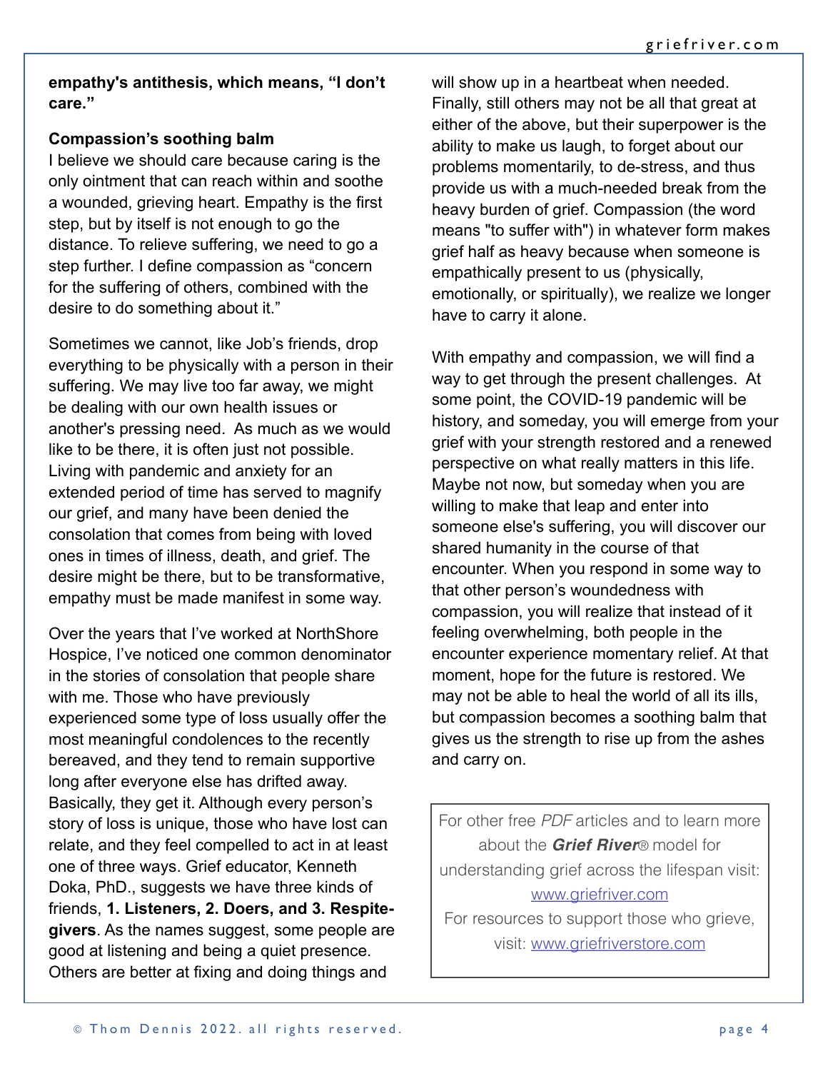**empathy's antithesis, which means, "I don't care."**

**Compassion's soothing balm**

I believe we should care because caring is the only ointment that can reach within and soothe a wounded, grieving heart. Empathy is the first step, but by itself is not enough to go the distance. To relieve suffering, we need to go a step further. I define compassion as "concern for the suffering of others, combined with the desire to do something about it."

Sometimes we cannot, like Job's friends, drop everything to be physically with a person in their suffering. We may live too far away, we might be dealing with our own health issues or another's pressing need. As much as we would like to be there, it is often just not possible. Living with pandemic and anxiety for an extended period of time has served to magnify our grief, and many have been denied the consolation that comes from being with loved ones in times of illness, death, and grief. The desire might be there, but to be transformative, empathy must be made manifest in some way.

Over the years that I've worked at NorthShore Hospice, I've noticed one common denominator in the stories of consolation that people share with me. Those who have previously experienced some type of loss usually offer the most meaningful condolences to the recently bereaved, and they tend to remain supportive long after everyone else has drifted away. Basically, they get it. Although every person's story of loss is unique, those who have lost can relate, and they feel compelled to act in at least one of three ways. Grief educator, Kenneth Doka, PhD., suggests we have three kinds of friends, **1. Listeners, 2. Doers, and 3. Respite-givers**. As the names suggest, some people are good at listening and being a quiet presence. Others are better at fixing and doing things and will show up in a heartbeat when needed. Finally, still others may not be all that great at either of the above, but their superpower is the ability to make us laugh, to forget about our problems momentarily, to de-stress, and thus provide us with a much-needed break from the heavy burden of grief. Compassion (the word means "to suffer with") in whatever form makes grief half as heavy because when someone is empathically present to us (physically, emotionally, or spiritually), we realize we longer have to carry it alone.

With empathy and compassion, we will find a way to get through the present challenges. At some point, the COVID-19 pandemic will be history, and someday, you will emerge from your grief with your strength restored and a renewed perspective on what really matters in this life. Maybe not now, but someday when you are willing to make that leap and enter into someone else's suffering, you will discover our shared humanity in the course of that encounter. When you respond in some way to that other person's woundedness with compassion, you will realize that instead of it feeling overwhelming, both people in the encounter experience momentary relief. At that moment, hope for the future is restored. We may not be able to heal the world of all its ills, but compassion becomes a soothing balm that gives us the strength to rise up from the ashes and carry on.

For other free *PDF* articles and to learn more about the ***Grief River***® model for understanding grief across the lifespan visit: www.griefriver.com

For resources to support those who grieve, visit: www.griefriverstore.com

© Thom Dennis 2022. all rights reserved.